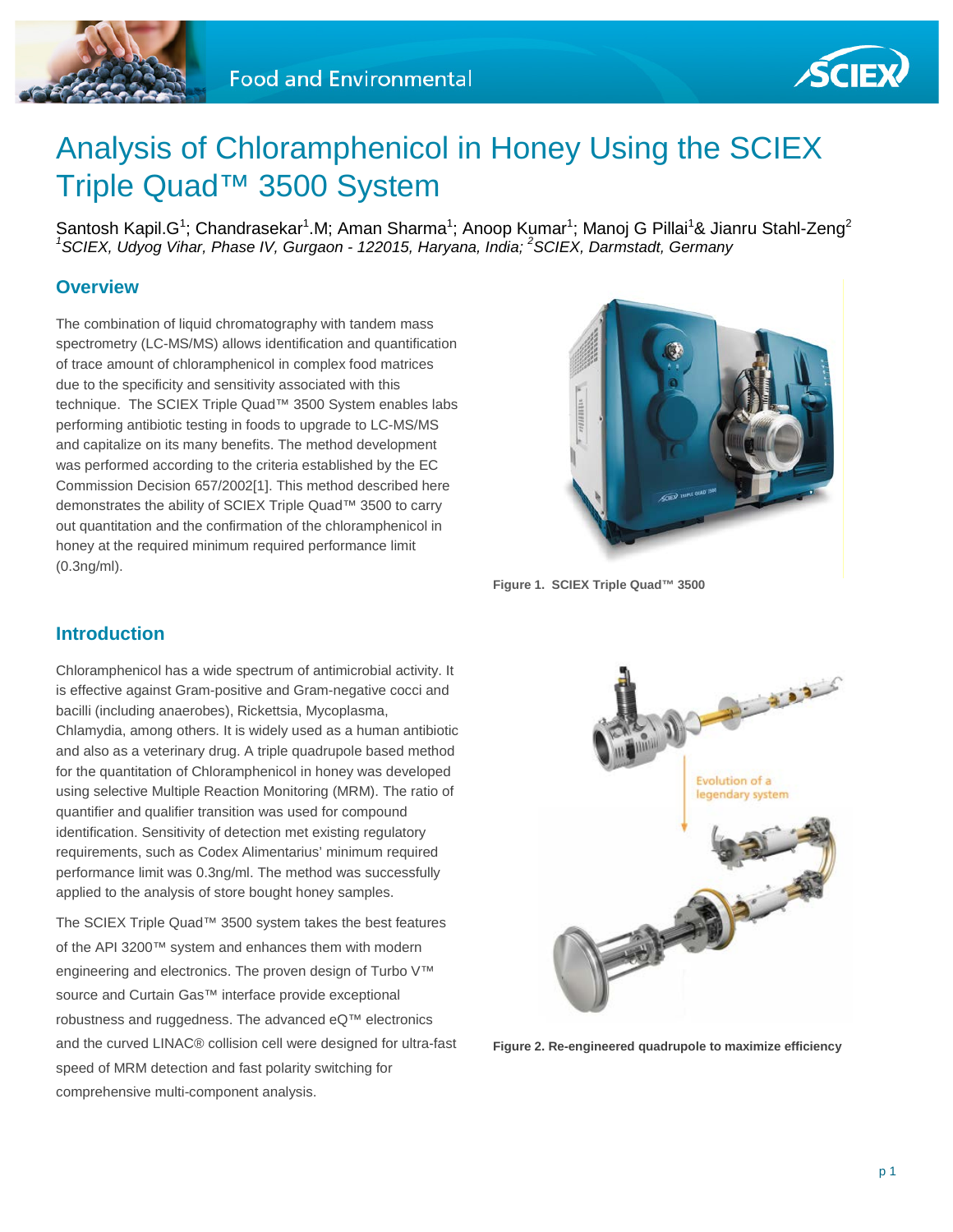# Analysis of Chloramphenicol in Honey Using the SCIEX Triple Quad™ 3500 System

Santosh Kapil.G[1]; Chandrasekar[1].M; Aman Sharma[1]; Anoop Kumar[1]; Manoj G Pillai[1]& Jianru Stahl-Zeng[2]
*[1]SCIEX, Udyog Vihar, Phase IV, Gurgaon - 122015, Haryana, India; [2]SCIEX, Darmstadt, Germany*

## Overview

The combination of liquid chromatography with tandem mass spectrometry (LC-MS/MS) allows identification and quantification of trace amount of chloramphenicol in complex food matrices due to the specificity and sensitivity associated with this technique. The SCIEX Triple Quad™ 3500 System enables labs performing antibiotic testing in foods to upgrade to LC-MS/MS and capitalize on its many benefits. The method development was performed according to the criteria established by the EC Commission Decision 657/2002[1]. This method described here demonstrates the ability of SCIEX Triple Quad™ 3500 to carry out quantitation and the confirmation of the chloramphenicol in honey at the required minimum required performance limit (0.3ng/ml).

**Figure 1. SCIEX Triple Quad™ 3500**

## Introduction

Chloramphenicol has a wide spectrum of antimicrobial activity. It is effective against Gram-positive and Gram-negative cocci and bacilli (including anaerobes), Rickettsia, Mycoplasma, Chlamydia, among others. It is widely used as a human antibiotic and also as a veterinary drug. A triple quadrupole based method for the quantitation of Chloramphenicol in honey was developed using selective Multiple Reaction Monitoring (MRM). The ratio of quantifier and qualifier transition was used for compound identification. Sensitivity of detection met existing regulatory requirements, such as Codex Alimentarius' minimum required performance limit was 0.3ng/ml. The method was successfully applied to the analysis of store bought honey samples.

The SCIEX Triple Quad™ 3500 system takes the best features of the API 3200™ system and enhances them with modern engineering and electronics. The proven design of Turbo V™ source and Curtain Gas™ interface provide exceptional robustness and ruggedness. The advanced eQ™ electronics and the curved LINAC® collision cell were designed for ultra-fast speed of MRM detection and fast polarity switching for comprehensive multi-component analysis.

Evolution of a legendary system

**Figure 2. Re-engineered quadrupole to maximize efficiency**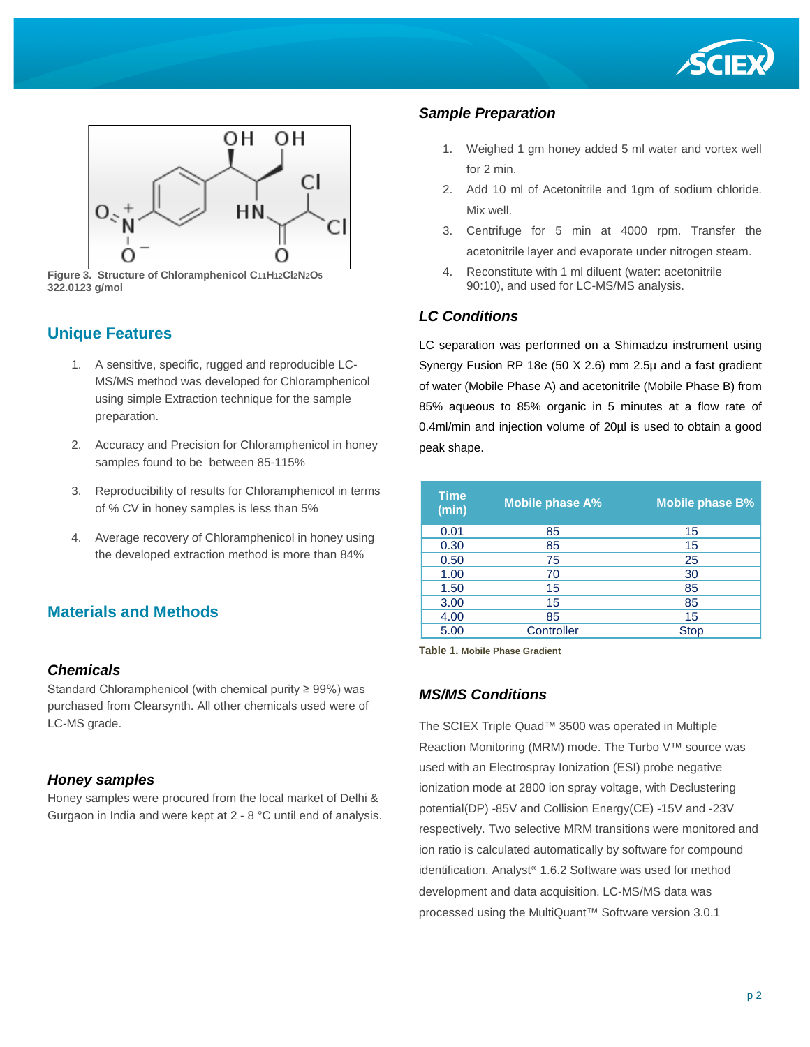Figure 3. Structure of Chloramphenicol $C_{11}H_{12}Cl_2N_2O_5$ 322.0123 g/mol

## Unique Features

1. A sensitive, specific, rugged and reproducible LC-MS/MS method was developed for Chloramphenicol using simple Extraction technique for the sample preparation.
2. Accuracy and Precision for Chloramphenicol in honey samples found to be between 85-115%
3. Reproducibility of results for Chloramphenicol in terms of % CV in honey samples is less than 5%
4. Average recovery of Chloramphenicol in honey using the developed extraction method is more than 84%

## Materials and Methods

### *Chemicals*

Standard Chloramphenicol (with chemical purity ≥ 99%) was purchased from Clearsynth. All other chemicals used were of LC-MS grade.

### *Honey samples*

Honey samples were procured from the local market of Delhi & Gurgaon in India and were kept at 2 - 8 °C until end of analysis.

### *Sample Preparation*

1. Weighed 1 gm honey added 5 ml water and vortex well for 2 min.
2. Add 10 ml of Acetonitrile and 1gm of sodium chloride. Mix well.
3. Centrifuge for 5 min at 4000 rpm. Transfer the acetonitrile layer and evaporate under nitrogen steam.
4. Reconstitute with 1 ml diluent (water: acetonitrile 90:10), and used for LC-MS/MS analysis.

### *LC Conditions*

LC separation was performed on a Shimadzu instrument using Synergy Fusion RP 18e (50 X 2.6) mm 2.5µ and a fast gradient of water (Mobile Phase A) and acetonitrile (Mobile Phase B) from 85% aqueous to 85% organic in 5 minutes at a flow rate of 0.4ml/min and injection volume of 20µl is used to obtain a good peak shape.

| Time (min) | Mobile phase A% | Mobile phase B% |
|---|---|---|
| 0.01 | 85 | 15 |
| 0.30 | 85 | 15 |
| 0.50 | 75 | 25 |
| 1.00 | 70 | 30 |
| 1.50 | 15 | 85 |
| 3.00 | 15 | 85 |
| 4.00 | 85 | 15 |
| 5.00 | Controller | Stop |

**Table 1.** Mobile Phase Gradient

### *MS/MS Conditions*

The SCIEX Triple Quad™ 3500 was operated in Multiple Reaction Monitoring (MRM) mode. The Turbo V™ source was used with an Electrospray Ionization (ESI) probe negative ionization mode at 2800 ion spray voltage, with Declustering potential(DP) -85V and Collision Energy(CE) -15V and -23V respectively. Two selective MRM transitions were monitored and ion ratio is calculated automatically by software for compound identification. Analyst® 1.6.2 Software was used for method development and data acquisition. LC-MS/MS data was processed using the MultiQuant™ Software version 3.0.1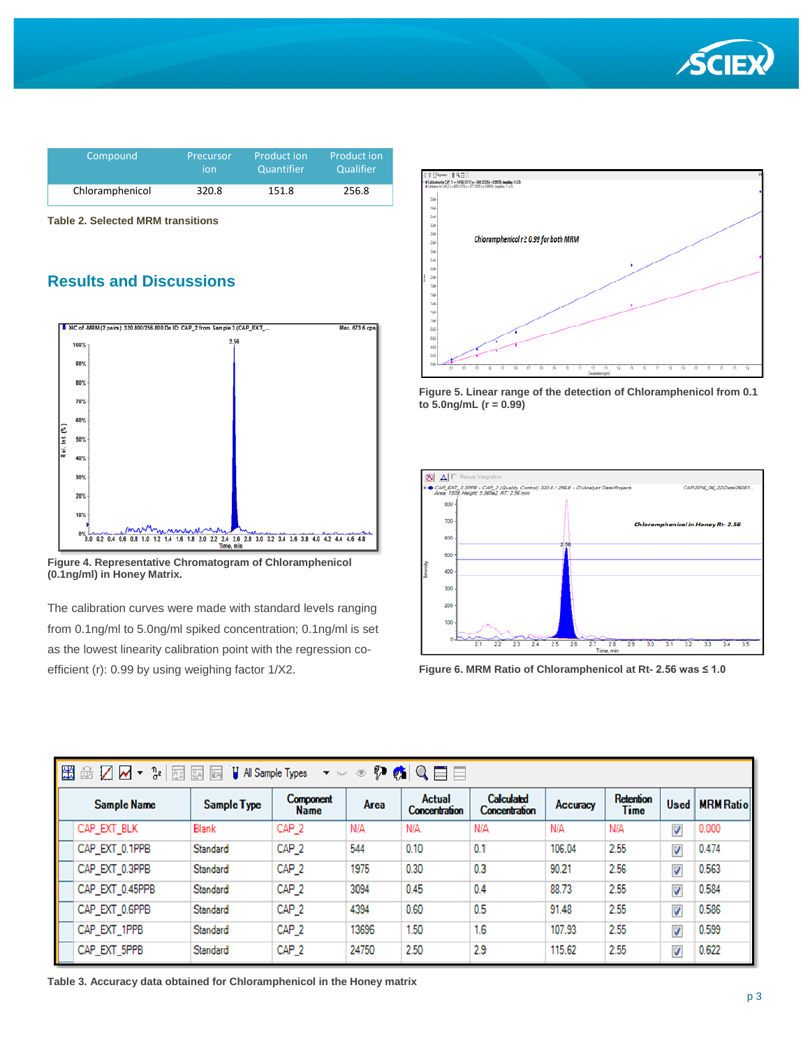| Compound | Precursor ion | Product ion Quantifier | Product ion Qualifier |
|---|---|---|---|
| Chloramphenicol | 320.8 | 151.8 | 256.8 |

**Table 2. Selected MRM transitions**

## Results and Discussions

**Figure 4. Representative Chromatogram of Chloramphenicol (0.1ng/ml) in Honey Matrix.**

The calibration curves were made with standard levels ranging from 0.1ng/ml to 5.0ng/ml spiked concentration; 0.1ng/ml is set as the lowest linearity calibration point with the regression co-efficient (r): 0.99 by using weighing factor 1/X2.

**Figure 5. Linear range of the detection of Chloramphenicol from 0.1 to 5.0ng/mL (r = 0.99)**

**Figure 6. MRM Ratio of Chloramphenicol at Rt- 2.56 was ≤ 1.0**

| Sample Name | Sample Type | Component Name | Area | Actual Concentration | Calculated Concentration | Accuracy | Retention Time | Used | MRM Ratio |
|---|---|---|---|---|---|---|---|---|---|
| CAP_EXT_BLK | Blank | CAP_2 | N/A | N/A | N/A | N/A | N/A | ☑ | 0.000 |
| CAP_EXT_0.1PPB | Standard | CAP_2 | 544 | 0.10 | 0.1 | 106.04 | 2.55 | ☑ | 0.474 |
| CAP_EXT_0.3PPB | Standard | CAP_2 | 1975 | 0.30 | 0.3 | 90.21 | 2.56 | ☑ | 0.563 |
| CAP_EXT_0.45PPB | Standard | CAP_2 | 3094 | 0.45 | 0.4 | 88.73 | 2.55 | ☑ | 0.584 |
| CAP_EXT_0.6PPB | Standard | CAP_2 | 4394 | 0.60 | 0.5 | 91.48 | 2.55 | ☑ | 0.586 |
| CAP_EXT_1PPB | Standard | CAP_2 | 13696 | 1.50 | 1.6 | 107.93 | 2.55 | ☑ | 0.599 |
| CAP_EXT_5PPB | Standard | CAP_2 | 24750 | 2.50 | 2.9 | 115.62 | 2.55 | ☑ | 0.622 |

**Table 3. Accuracy data obtained for Chloramphenicol in the Honey matrix**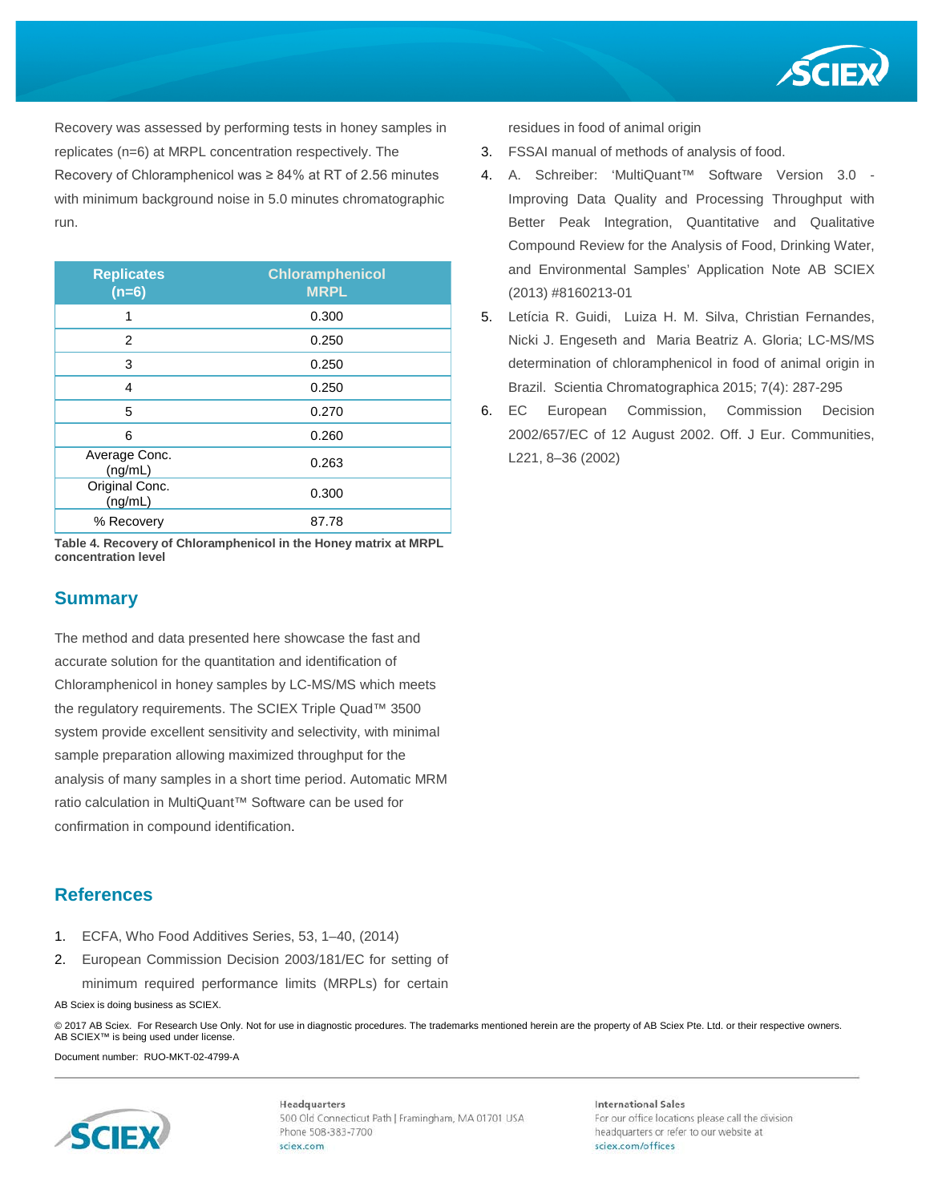Recovery was assessed by performing tests in honey samples in replicates (n=6) at MRPL concentration respectively. The Recovery of Chloramphenicol was ≥ 84% at RT of 2.56 minutes with minimum background noise in 5.0 minutes chromatographic run.

| Replicates (n=6) | Chloramphenicol MRPL |
|---|---|
| 1 | 0.300 |
| 2 | 0.250 |
| 3 | 0.250 |
| 4 | 0.250 |
| 5 | 0.270 |
| 6 | 0.260 |
| Average Conc. (ng/mL) | 0.263 |
| Original Conc. (ng/mL) | 0.300 |
| % Recovery | 87.78 |

**Table 4. Recovery of Chloramphenicol in the Honey matrix at MRPL concentration level**

## Summary

The method and data presented here showcase the fast and accurate solution for the quantitation and identification of Chloramphenicol in honey samples by LC-MS/MS which meets the regulatory requirements. The SCIEX Triple Quad™ 3500 system provide excellent sensitivity and selectivity, with minimal sample preparation allowing maximized throughput for the analysis of many samples in a short time period. Automatic MRM ratio calculation in MultiQuant™ Software can be used for confirmation in compound identification.

## References

1. ECFA, Who Food Additives Series, 53, 1–40, (2014)
2. European Commission Decision 2003/181/EC for setting of minimum required performance limits (MRPLs) for certain residues in food of animal origin
3. FSSAI manual of methods of analysis of food.
4. A. Schreiber: 'MultiQuant™ Software Version 3.0 - Improving Data Quality and Processing Throughput with Better Peak Integration, Quantitative and Qualitative Compound Review for the Analysis of Food, Drinking Water, and Environmental Samples' Application Note AB SCIEX (2013) #8160213-01
5. Letícia R. Guidi, Luiza H. M. Silva, Christian Fernandes, Nicki J. Engeseth and Maria Beatriz A. Gloria; LC-MS/MS determination of chloramphenicol in food of animal origin in Brazil. Scientia Chromatographica 2015; 7(4): 287-295
6. EC European Commission, Commission Decision 2002/657/EC of 12 August 2002. Off. J Eur. Communities, L221, 8–36 (2002)

AB Sciex is doing business as SCIEX.

© 2017 AB Sciex. For Research Use Only. Not for use in diagnostic procedures. The trademarks mentioned herein are the property of AB Sciex Pte. Ltd. or their respective owners. AB SCIEX™ is being used under license.

Document number: RUO-MKT-02-4799-A

**Headquarters**
500 Old Connecticut Path | Framingham, MA 01701 USA
Phone 508-383-7700
sciex.com

**International Sales**
For our office locations please call the division headquarters or refer to our website at
sciex.com/offices